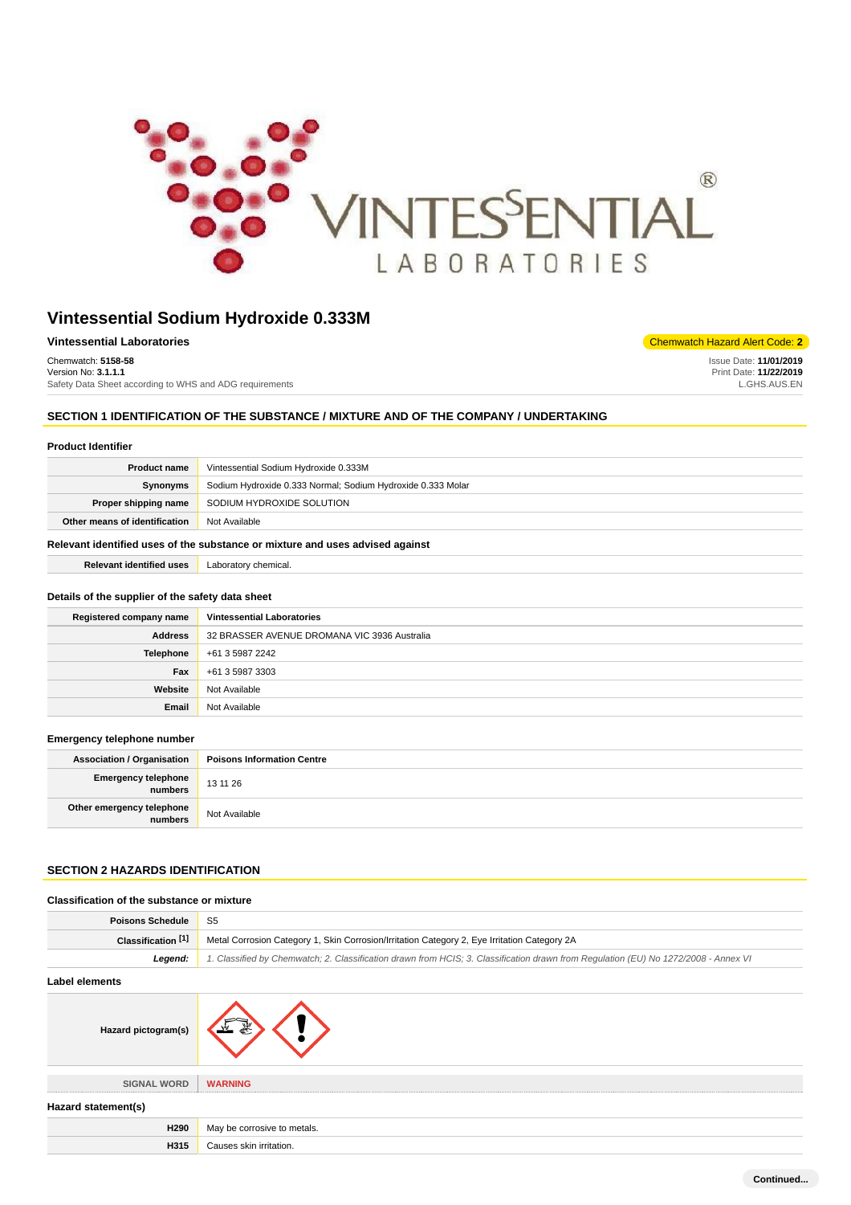# Vintessential Sodium Hydroxide 0.333M

**Vintessential Laboratories**

Chemwatch Hazard Alert Code: **2**

Chemwatch: **5158-58**
Version No: **3.1.1.1**
Safety Data Sheet according to WHS and ADG requirements

Issue Date: **11/01/2019**
Print Date: **11/22/2019**
L.GHS.AUS.EN

## SECTION 1 IDENTIFICATION OF THE SUBSTANCE / MIXTURE AND OF THE COMPANY / UNDERTAKING

### Product Identifier

| | |
|---|---|
| **Product name** | Vintessential Sodium Hydroxide 0.333M |
| **Synonyms** | Sodium Hydroxide 0.333 Normal; Sodium Hydroxide 0.333 Molar |
| **Proper shipping name** | SODIUM HYDROXIDE SOLUTION |
| **Other means of identification** | Not Available |

### Relevant identified uses of the substance or mixture and uses advised against

| | |
|---|---|
| **Relevant identified uses** | Laboratory chemical. |

### Details of the supplier of the safety data sheet

| | |
|---|---|
| **Registered company name** | **Vintessential Laboratories** |
| **Address** | 32 BRASSER AVENUE DROMANA VIC 3936 Australia |
| **Telephone** | +61 3 5987 2242 |
| **Fax** | +61 3 5987 3303 |
| **Website** | Not Available |
| **Email** | Not Available |

### Emergency telephone number

| | |
|---|---|
| **Association / Organisation** | **Poisons Information Centre** |
| **Emergency telephone numbers** | 13 11 26 |
| **Other emergency telephone numbers** | Not Available |

## SECTION 2 HAZARDS IDENTIFICATION

### Classification of the substance or mixture

| | |
|---|---|
| **Poisons Schedule** | S5 |
| **Classification [1]** | Metal Corrosion Category 1, Skin Corrosion/Irritation Category 2, Eye Irritation Category 2A |
| ***Legend:*** | *1. Classified by Chemwatch; 2. Classification drawn from HCIS; 3. Classification drawn from Regulation (EU) No 1272/2008 - Annex VI* |

### Label elements

| | |
|---|---|
| **Hazard pictogram(s)** | |
| SIGNAL WORD | **WARNING** |

### Hazard statement(s)

| | |
|---|---|
| **H290** | May be corrosive to metals. |
| **H315** | Causes skin irritation. |

**Continued...**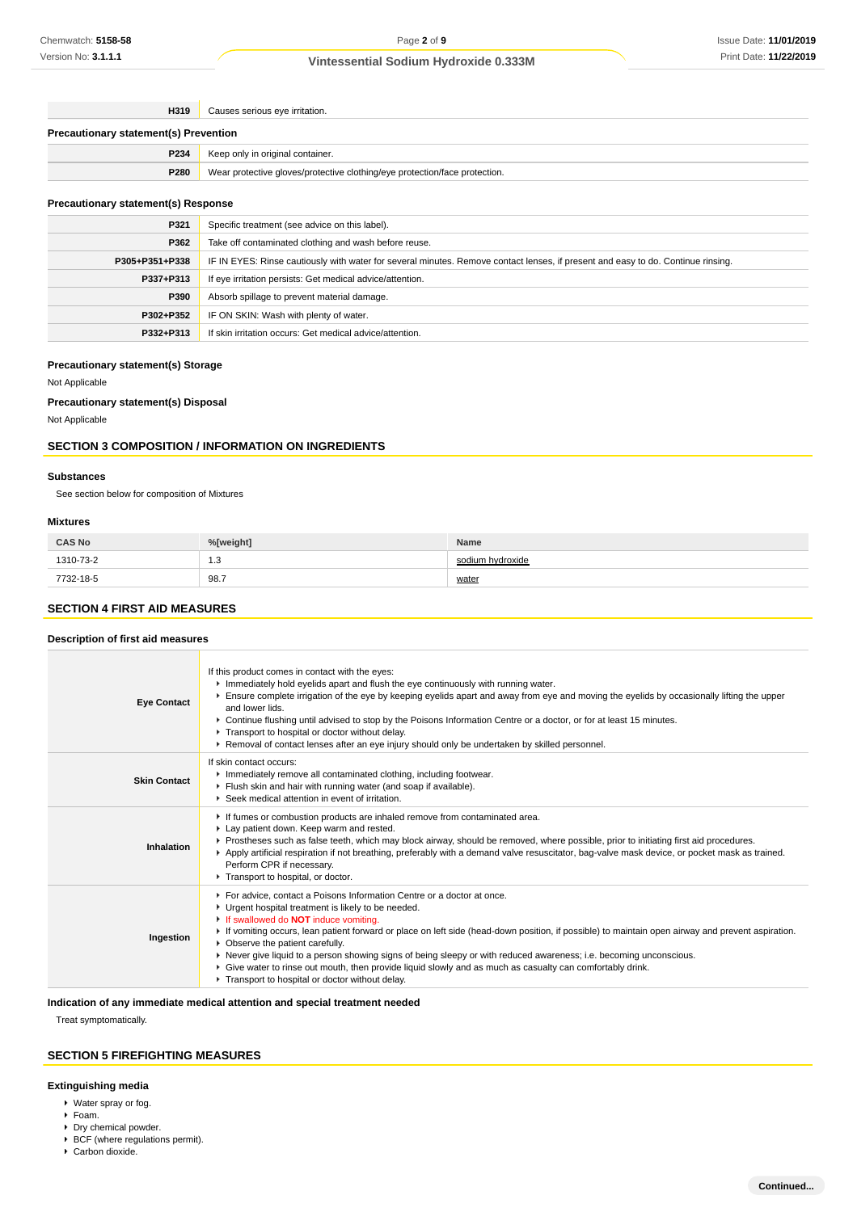| | |
|---|---|
| H319 | Causes serious eye irritation. |

### Precautionary statement(s) Prevention

| | |
|---|---|
| P234 | Keep only in original container. |
| P280 | Wear protective gloves/protective clothing/eye protection/face protection. |

### Precautionary statement(s) Response

| | |
|---|---|
| P321 | Specific treatment (see advice on this label). |
| P362 | Take off contaminated clothing and wash before reuse. |
| P305+P351+P338 | IF IN EYES: Rinse cautiously with water for several minutes. Remove contact lenses, if present and easy to do. Continue rinsing. |
| P337+P313 | If eye irritation persists: Get medical advice/attention. |
| P390 | Absorb spillage to prevent material damage. |
| P302+P352 | IF ON SKIN: Wash with plenty of water. |
| P332+P313 | If skin irritation occurs: Get medical advice/attention. |

### Precautionary statement(s) Storage

Not Applicable

### Precautionary statement(s) Disposal

Not Applicable

## SECTION 3 COMPOSITION / INFORMATION ON INGREDIENTS

### Substances

See section below for composition of Mixtures

### Mixtures

| CAS No | %[weight] | Name |
|---|---|---|
| 1310-73-2 | 1.3 | sodium hydroxide |
| 7732-18-5 | 98.7 | water |

## SECTION 4 FIRST AID MEASURES

### Description of first aid measures

| | |
|---|---|
| **Eye Contact** | If this product comes in contact with the eyes:<br>▸ Immediately hold eyelids apart and flush the eye continuously with running water.<br>▸ Ensure complete irrigation of the eye by keeping eyelids apart and away from eye and moving the eyelids by occasionally lifting the upper and lower lids.<br>▸ Continue flushing until advised to stop by the Poisons Information Centre or a doctor, or for at least 15 minutes.<br>▸ Transport to hospital or doctor without delay.<br>▸ Removal of contact lenses after an eye injury should only be undertaken by skilled personnel. |
| **Skin Contact** | If skin contact occurs:<br>▸ Immediately remove all contaminated clothing, including footwear.<br>▸ Flush skin and hair with running water (and soap if available).<br>▸ Seek medical attention in event of irritation. |
| **Inhalation** | ▸ If fumes or combustion products are inhaled remove from contaminated area.<br>▸ Lay patient down. Keep warm and rested.<br>▸ Prostheses such as false teeth, which may block airway, should be removed, where possible, prior to initiating first aid procedures.<br>▸ Apply artificial respiration if not breathing, preferably with a demand valve resuscitator, bag-valve mask device, or pocket mask as trained. Perform CPR if necessary.<br>▸ Transport to hospital, or doctor. |
| **Ingestion** | ▸ For advice, contact a Poisons Information Centre or a doctor at once.<br>▸ Urgent hospital treatment is likely to be needed.<br>▸ If swallowed do **NOT** induce vomiting.<br>▸ If vomiting occurs, lean patient forward or place on left side (head-down position, if possible) to maintain open airway and prevent aspiration.<br>▸ Observe the patient carefully.<br>▸ Never give liquid to a person showing signs of being sleepy or with reduced awareness; i.e. becoming unconscious.<br>▸ Give water to rinse out mouth, then provide liquid slowly and as much as casualty can comfortably drink.<br>▸ Transport to hospital or doctor without delay. |

### Indication of any immediate medical attention and special treatment needed

Treat symptomatically.

## SECTION 5 FIREFIGHTING MEASURES

### Extinguishing media

- Water spray or fog.
- Foam.
- Dry chemical powder.
- BCF (where regulations permit).
- Carbon dioxide.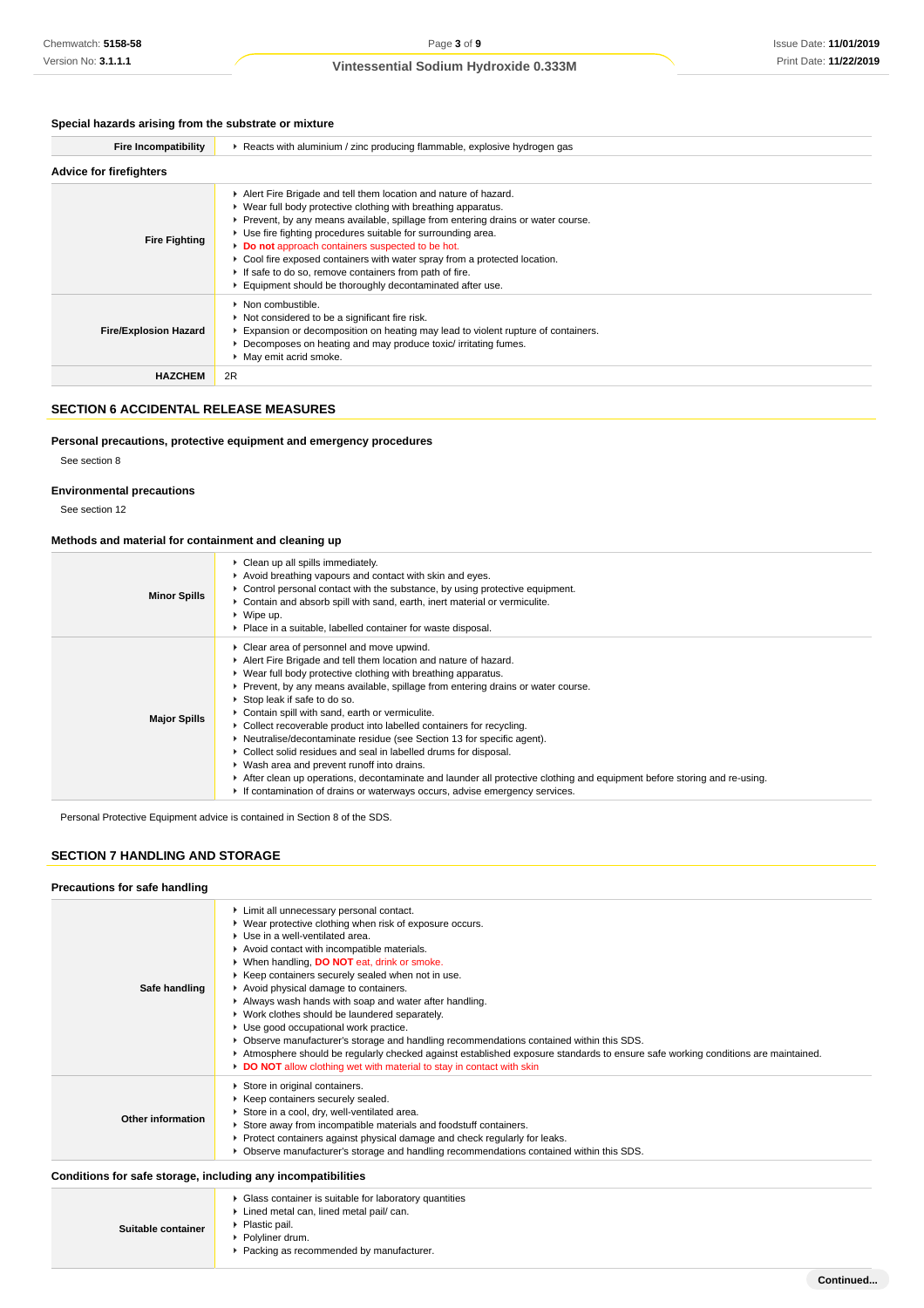### Special hazards arising from the substrate or mixture

| | |
|---|---|
| **Fire Incompatibility** | ▸ Reacts with aluminium / zinc producing flammable, explosive hydrogen gas |

### Advice for firefighters

| | |
|---|---|
| **Fire Fighting** | ▸ Alert Fire Brigade and tell them location and nature of hazard.<br>▸ Wear full body protective clothing with breathing apparatus.<br>▸ Prevent, by any means available, spillage from entering drains or water course.<br>▸ Use fire fighting procedures suitable for surrounding area.<br>▸ **Do not** approach containers suspected to be hot.<br>▸ Cool fire exposed containers with water spray from a protected location.<br>▸ If safe to do so, remove containers from path of fire.<br>▸ Equipment should be thoroughly decontaminated after use. |
| **Fire/Explosion Hazard** | ▸ Non combustible.<br>▸ Not considered to be a significant fire risk.<br>▸ Expansion or decomposition on heating may lead to violent rupture of containers.<br>▸ Decomposes on heating and may produce toxic/ irritating fumes.<br>▸ May emit acrid smoke. |
| **HAZCHEM** | 2R |

## SECTION 6 ACCIDENTAL RELEASE MEASURES

### Personal precautions, protective equipment and emergency procedures

See section 8

### Environmental precautions

See section 12

### Methods and material for containment and cleaning up

| | |
|---|---|
| **Minor Spills** | ▸ Clean up all spills immediately.<br>▸ Avoid breathing vapours and contact with skin and eyes.<br>▸ Control personal contact with the substance, by using protective equipment.<br>▸ Contain and absorb spill with sand, earth, inert material or vermiculite.<br>▸ Wipe up.<br>▸ Place in a suitable, labelled container for waste disposal. |
| **Major Spills** | ▸ Clear area of personnel and move upwind.<br>▸ Alert Fire Brigade and tell them location and nature of hazard.<br>▸ Wear full body protective clothing with breathing apparatus.<br>▸ Prevent, by any means available, spillage from entering drains or water course.<br>▸ Stop leak if safe to do so.<br>▸ Contain spill with sand, earth or vermiculite.<br>▸ Collect recoverable product into labelled containers for recycling.<br>▸ Neutralise/decontaminate residue (see Section 13 for specific agent).<br>▸ Collect solid residues and seal in labelled drums for disposal.<br>▸ Wash area and prevent runoff into drains.<br>▸ After clean up operations, decontaminate and launder all protective clothing and equipment before storing and re-using.<br>▸ If contamination of drains or waterways occurs, advise emergency services. |

Personal Protective Equipment advice is contained in Section 8 of the SDS.

## SECTION 7 HANDLING AND STORAGE

### Precautions for safe handling

| | |
|---|---|
| **Safe handling** | ▸ Limit all unnecessary personal contact.<br>▸ Wear protective clothing when risk of exposure occurs.<br>▸ Use in a well-ventilated area.<br>▸ Avoid contact with incompatible materials.<br>▸ When handling, **DO NOT** eat, drink or smoke.<br>▸ Keep containers securely sealed when not in use.<br>▸ Avoid physical damage to containers.<br>▸ Always wash hands with soap and water after handling.<br>▸ Work clothes should be laundered separately.<br>▸ Use good occupational work practice.<br>▸ Observe manufacturer's storage and handling recommendations contained within this SDS.<br>▸ Atmosphere should be regularly checked against established exposure standards to ensure safe working conditions are maintained.<br>▸ **DO NOT** allow clothing wet with material to stay in contact with skin |
| **Other information** | ▸ Store in original containers.<br>▸ Keep containers securely sealed.<br>▸ Store in a cool, dry, well-ventilated area.<br>▸ Store away from incompatible materials and foodstuff containers.<br>▸ Protect containers against physical damage and check regularly for leaks.<br>▸ Observe manufacturer's storage and handling recommendations contained within this SDS. |

### Conditions for safe storage, including any incompatibilities

| | |
|---|---|
| **Suitable container** | ▸ Glass container is suitable for laboratory quantities<br>▸ Lined metal can, lined metal pail/ can.<br>▸ Plastic pail.<br>▸ Polyliner drum.<br>▸ Packing as recommended by manufacturer. |

Continued...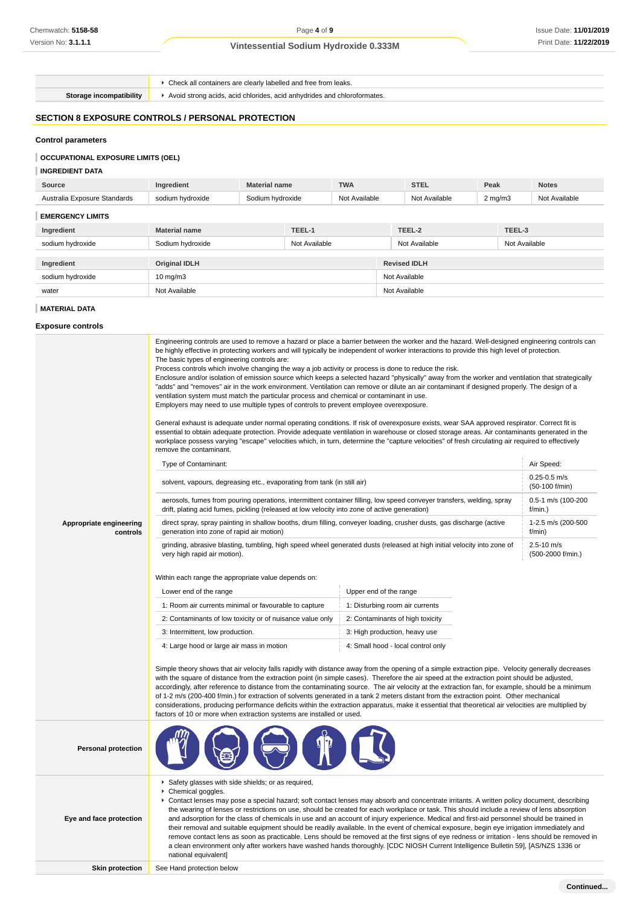| | |
|---|---|
| | Check all containers are clearly labelled and free from leaks. |
| **Storage incompatibility** | Avoid strong acids, acid chlorides, acid anhydrides and chloroformates. |

## SECTION 8 EXPOSURE CONTROLS / PERSONAL PROTECTION

### Control parameters

#### OCCUPATIONAL EXPOSURE LIMITS (OEL)

#### INGREDIENT DATA

| Source | Ingredient | Material name | TWA | STEL | Peak | Notes |
|---|---|---|---|---|---|---|
| Australia Exposure Standards | sodium hydroxide | Sodium hydroxide | Not Available | Not Available | 2 mg/m3 | Not Available |

#### EMERGENCY LIMITS

| Ingredient | Material name | TEEL-1 | TEEL-2 | TEEL-3 |
|---|---|---|---|---|
| sodium hydroxide | Sodium hydroxide | Not Available | Not Available | Not Available |

| Ingredient | Original IDLH | Revised IDLH |
|---|---|---|
| sodium hydroxide | 10 mg/m3 | Not Available |
| water | Not Available | Not Available |

#### MATERIAL DATA

### Exposure controls

**Appropriate engineering controls**

Engineering controls are used to remove a hazard or place a barrier between the worker and the hazard. Well-designed engineering controls can be highly effective in protecting workers and will typically be independent of worker interactions to provide this high level of protection.
The basic types of engineering controls are:
Process controls which involve changing the way a job activity or process is done to reduce the risk.
Enclosure and/or isolation of emission source which keeps a selected hazard "physically" away from the worker and ventilation that strategically "adds" and "removes" air in the work environment. Ventilation can remove or dilute an air contaminant if designed properly. The design of a ventilation system must match the particular process and chemical or contaminant in use.
Employers may need to use multiple types of controls to prevent employee overexposure.

General exhaust is adequate under normal operating conditions. If risk of overexposure exists, wear SAA approved respirator. Correct fit is essential to obtain adequate protection. Provide adequate ventilation in warehouse or closed storage areas. Air contaminants generated in the workplace possess varying "escape" velocities which, in turn, determine the "capture velocities" of fresh circulating air required to effectively remove the contaminant.

| Type of Contaminant: | Air Speed: |
|---|---|
| solvent, vapours, degreasing etc., evaporating from tank (in still air) | 0.25-0.5 m/s (50-100 f/min) |
| aerosols, fumes from pouring operations, intermittent container filling, low speed conveyer transfers, welding, spray drift, plating acid fumes, pickling (released at low velocity into zone of active generation) | 0.5-1 m/s (100-200 f/min.) |
| direct spray, spray painting in shallow booths, drum filling, conveyer loading, crusher dusts, gas discharge (active generation into zone of rapid air motion) | 1-2.5 m/s (200-500 f/min) |
| grinding, abrasive blasting, tumbling, high speed wheel generated dusts (released at high initial velocity into zone of very high rapid air motion). | 2.5-10 m/s (500-2000 f/min.) |

Within each range the appropriate value depends on:

| Lower end of the range | Upper end of the range |
|---|---|
| 1: Room air currents minimal or favourable to capture | 1: Disturbing room air currents |
| 2: Contaminants of low toxicity or of nuisance value only | 2: Contaminants of high toxicity |
| 3: Intermittent, low production. | 3: High production, heavy use |
| 4: Large hood or large air mass in motion | 4: Small hood - local control only |

Simple theory shows that air velocity falls rapidly with distance away from the opening of a simple extraction pipe. Velocity generally decreases with the square of distance from the extraction point (in simple cases). Therefore the air speed at the extraction point should be adjusted, accordingly, after reference to distance from the contaminating source. The air velocity at the extraction fan, for example, should be a minimum of 1-2 m/s (200-400 f/min.) for extraction of solvents generated in a tank 2 meters distant from the extraction point. Other mechanical considerations, producing performance deficits within the extraction apparatus, make it essential that theoretical air velocities are multiplied by factors of 10 or more when extraction systems are installed or used.

**Personal protection**

**Eye and face protection**

- Safety glasses with side shields; or as required,
- Chemical goggles.
- Contact lenses may pose a special hazard; soft contact lenses may absorb and concentrate irritants. A written policy document, describing the wearing of lenses or restrictions on use, should be created for each workplace or task. This should include a review of lens absorption and adsorption for the class of chemicals in use and an account of injury experience. Medical and first-aid personnel should be trained in their removal and suitable equipment should be readily available. In the event of chemical exposure, begin eye irrigation immediately and remove contact lens as soon as practicable. Lens should be removed at the first signs of eye redness or irritation - lens should be removed in a clean environment only after workers have washed hands thoroughly. [CDC NIOSH Current Intelligence Bulletin 59], [AS/NZS 1336 or national equivalent]

**Skin protection**

See Hand protection below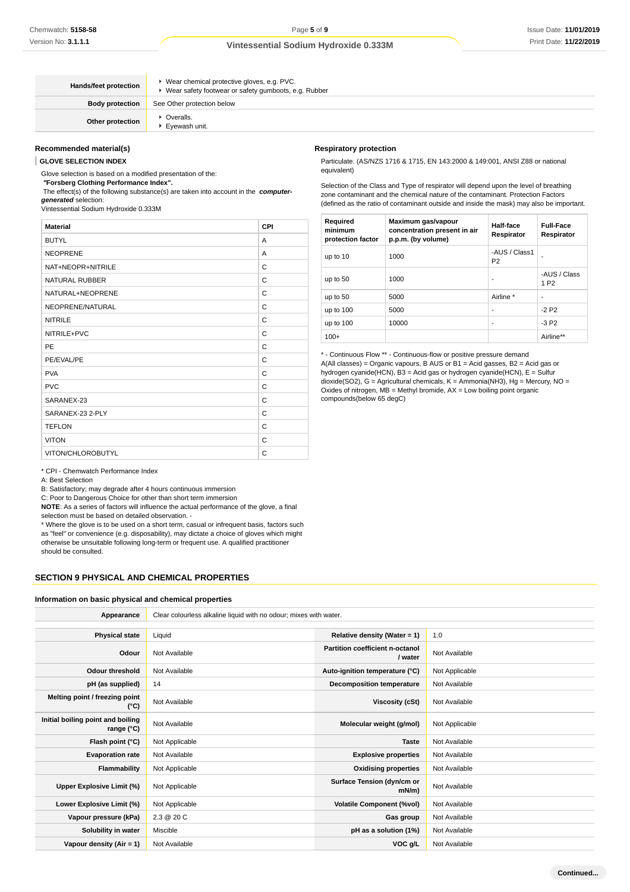| | |
|---|---|
| **Hands/feet protection** | ▸ Wear chemical protective gloves, e.g. PVC.<br>▸ Wear safety footwear or safety gumboots, e.g. Rubber |
| **Body protection** | See Other protection below |
| **Other protection** | ▸ Overalls.<br>▸ Eyewash unit. |

### Recommended material(s)

**GLOVE SELECTION INDEX**

Glove selection is based on a modified presentation of the:

***"Forsberg Clothing Performance Index".***

The effect(s) of the following substance(s) are taken into account in the ***computer-generated*** selection:

Vintessential Sodium Hydroxide 0.333M

| Material | CPI |
|---|---|
| BUTYL | A |
| NEOPRENE | A |
| NAT+NEOPR+NITRILE | C |
| NATURAL RUBBER | C |
| NATURAL+NEOPRENE | C |
| NEOPRENE/NATURAL | C |
| NITRILE | C |
| NITRILE+PVC | C |
| PE | C |
| PE/EVAL/PE | C |
| PVA | C |
| PVC | C |
| SARANEX-23 | C |
| SARANEX-23 2-PLY | C |
| TEFLON | C |
| VITON | C |
| VITON/CHLOROBUTYL | C |

* CPI - Chemwatch Performance Index

A: Best Selection

B: Satisfactory; may degrade after 4 hours continuous immersion

C: Poor to Dangerous Choice for other than short term immersion

**NOTE**: As a series of factors will influence the actual performance of the glove, a final selection must be based on detailed observation. -

* Where the glove is to be used on a short term, casual or infrequent basis, factors such as "feel" or convenience (e.g. disposability), may dictate a choice of gloves which might otherwise be unsuitable following long-term or frequent use. A qualified practitioner should be consulted.

### Respiratory protection

Particulate. (AS/NZS 1716 & 1715, EN 143:2000 & 149:001, ANSI Z88 or national equivalent)

Selection of the Class and Type of respirator will depend upon the level of breathing zone contaminant and the chemical nature of the contaminant. Protection Factors (defined as the ratio of contaminant outside and inside the mask) may also be important.

| Required minimum protection factor | Maximum gas/vapour concentration present in air p.p.m. (by volume) | Half-face Respirator | Full-Face Respirator |
|---|---|---|---|
| up to 10 | 1000 | -AUS / Class1 P2 | - |
| up to 50 | 1000 | - | -AUS / Class 1 P2 |
| up to 50 | 5000 | Airline * | - |
| up to 100 | 5000 | - | -2 P2 |
| up to 100 | 10000 | - | -3 P2 |
| 100+ | | | Airline** |

* - Continuous Flow ** - Continuous-flow or positive pressure demand

A(All classes) = Organic vapours, B AUS or B1 = Acid gasses, B2 = Acid gas or hydrogen cyanide(HCN), B3 = Acid gas or hydrogen cyanide(HCN), E = Sulfur dioxide(SO2), G = Agricultural chemicals, K = Ammonia(NH3), Hg = Mercury, NO = Oxides of nitrogen, MB = Methyl bromide, AX = Low boiling point organic compounds(below 65 degC)

## SECTION 9 PHYSICAL AND CHEMICAL PROPERTIES

### Information on basic physical and chemical properties

| | | | |
|---|---|---|---|
| **Appearance** | Clear colourless alkaline liquid with no odour; mixes with water. | | |
| **Physical state** | Liquid | **Relative density (Water = 1)** | 1.0 |
| **Odour** | Not Available | **Partition coefficient n-octanol / water** | Not Available |
| **Odour threshold** | Not Available | **Auto-ignition temperature (°C)** | Not Applicable |
| **pH (as supplied)** | 14 | **Decomposition temperature** | Not Available |
| **Melting point / freezing point (°C)** | Not Available | **Viscosity (cSt)** | Not Available |
| **Initial boiling point and boiling range (°C)** | Not Available | **Molecular weight (g/mol)** | Not Applicable |
| **Flash point (°C)** | Not Applicable | **Taste** | Not Available |
| **Evaporation rate** | Not Available | **Explosive properties** | Not Available |
| **Flammability** | Not Applicable | **Oxidising properties** | Not Available |
| **Upper Explosive Limit (%)** | Not Applicable | **Surface Tension (dyn/cm or mN/m)** | Not Available |
| **Lower Explosive Limit (%)** | Not Applicable | **Volatile Component (%vol)** | Not Available |
| **Vapour pressure (kPa)** | 2.3 @ 20 C | **Gas group** | Not Available |
| **Solubility in water** | Miscible | **pH as a solution (1%)** | Not Available |
| **Vapour density (Air = 1)** | Not Available | **VOC g/L** | Not Available |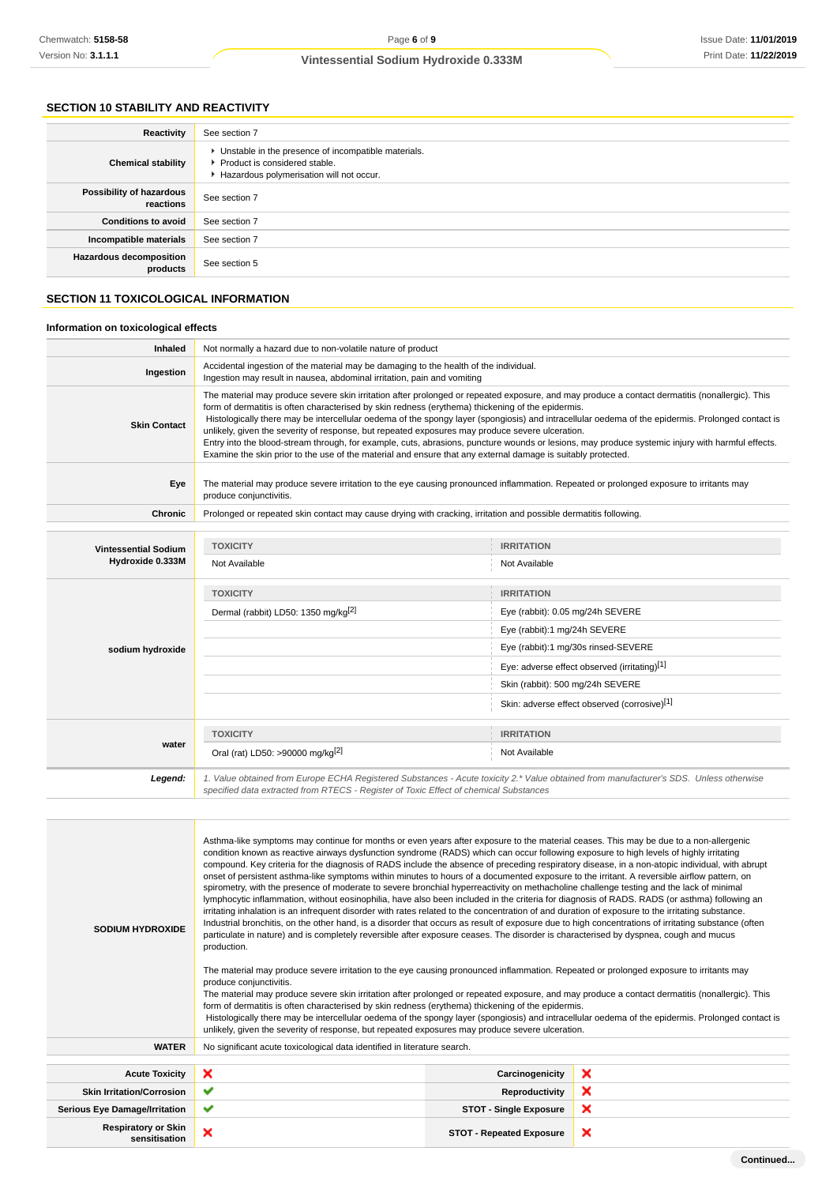## SECTION 10 STABILITY AND REACTIVITY

| | |
|---|---|
| **Reactivity** | See section 7 |
| **Chemical stability** | ▸ Unstable in the presence of incompatible materials.<br>▸ Product is considered stable.<br>▸ Hazardous polymerisation will not occur. |
| **Possibility of hazardous reactions** | See section 7 |
| **Conditions to avoid** | See section 7 |
| **Incompatible materials** | See section 7 |
| **Hazardous decomposition products** | See section 5 |

## SECTION 11 TOXICOLOGICAL INFORMATION

### Information on toxicological effects

| | |
|---|---|
| **Inhaled** | Not normally a hazard due to non-volatile nature of product |
| **Ingestion** | Accidental ingestion of the material may be damaging to the health of the individual.<br>Ingestion may result in nausea, abdominal irritation, pain and vomiting |
| **Skin Contact** | The material may produce severe skin irritation after prolonged or repeated exposure, and may produce a contact dermatitis (nonallergic). This form of dermatitis is often characterised by skin redness (erythema) thickening of the epidermis.<br>Histologically there may be intercellular oedema of the spongy layer (spongiosis) and intracellular oedema of the epidermis. Prolonged contact is unlikely, given the severity of response, but repeated exposures may produce severe ulceration.<br>Entry into the blood-stream through, for example, cuts, abrasions, puncture wounds or lesions, may produce systemic injury with harmful effects. Examine the skin prior to the use of the material and ensure that any external damage is suitably protected. |
| **Eye** | The material may produce severe irritation to the eye causing pronounced inflammation. Repeated or prolonged exposure to irritants may produce conjunctivitis. |
| **Chronic** | Prolonged or repeated skin contact may cause drying with cracking, irritation and possible dermatitis following. |

| | TOXICITY | IRRITATION |
|---|---|---|
| **Vintessential Sodium Hydroxide 0.333M** | Not Available | Not Available |
| **sodium hydroxide** | Dermal (rabbit) LD50: 1350 mg/kg[2] | Eye (rabbit): 0.05 mg/24h SEVERE |
| | | Eye (rabbit):1 mg/24h SEVERE |
| | | Eye (rabbit):1 mg/30s rinsed-SEVERE |
| | | Eye: adverse effect observed (irritating)[1] |
| | | Skin (rabbit): 500 mg/24h SEVERE |
| | | Skin: adverse effect observed (corrosive)[1] |
| **water** | Oral (rat) LD50: >90000 mg/kg[2] | Not Available |
| ***Legend:*** | *1. Value obtained from Europe ECHA Registered Substances - Acute toxicity 2.* Value obtained from manufacturer's SDS. Unless otherwise specified data extracted from RTECS - Register of Toxic Effect of chemical Substances* | |

| | |
|---|---|
| **SODIUM HYDROXIDE** | Asthma-like symptoms may continue for months or even years after exposure to the material ceases. This may be due to a non-allergenic condition known as reactive airways dysfunction syndrome (RADS) which can occur following exposure to high levels of highly irritating compound. Key criteria for the diagnosis of RADS include the absence of preceding respiratory disease, in a non-atopic individual, with abrupt onset of persistent asthma-like symptoms within minutes to hours of a documented exposure to the irritant. A reversible airflow pattern, on spirometry, with the presence of moderate to severe bronchial hyperreactivity on methacholine challenge testing and the lack of minimal lymphocytic inflammation, without eosinophilia, have also been included in the criteria for diagnosis of RADS. RADS (or asthma) following an irritating inhalation is an infrequent disorder with rates related to the concentration of and duration of exposure to the irritating substance. Industrial bronchitis, on the other hand, is a disorder that occurs as result of exposure due to high concentrations of irritating substance (often particulate in nature) and is completely reversible after exposure ceases. The disorder is characterised by dyspnea, cough and mucus production.<br><br>The material may produce severe irritation to the eye causing pronounced inflammation. Repeated or prolonged exposure to irritants may produce conjunctivitis.<br>The material may produce severe skin irritation after prolonged or repeated exposure, and may produce a contact dermatitis (nonallergic). This form of dermatitis is often characterised by skin redness (erythema) thickening of the epidermis.<br>Histologically there may be intercellular oedema of the spongy layer (spongiosis) and intracellular oedema of the epidermis. Prolonged contact is unlikely, given the severity of response, but repeated exposures may produce severe ulceration. |
| **WATER** | No significant acute toxicological data identified in literature search. |

| | | | |
|---|---|---|---|
| **Acute Toxicity** | ✘ | **Carcinogenicity** | ✘ |
| **Skin Irritation/Corrosion** | ✔ | **Reproductivity** | ✘ |
| **Serious Eye Damage/Irritation** | ✔ | **STOT - Single Exposure** | ✘ |
| **Respiratory or Skin sensitisation** | ✘ | **STOT - Repeated Exposure** | ✘ |

**Continued...**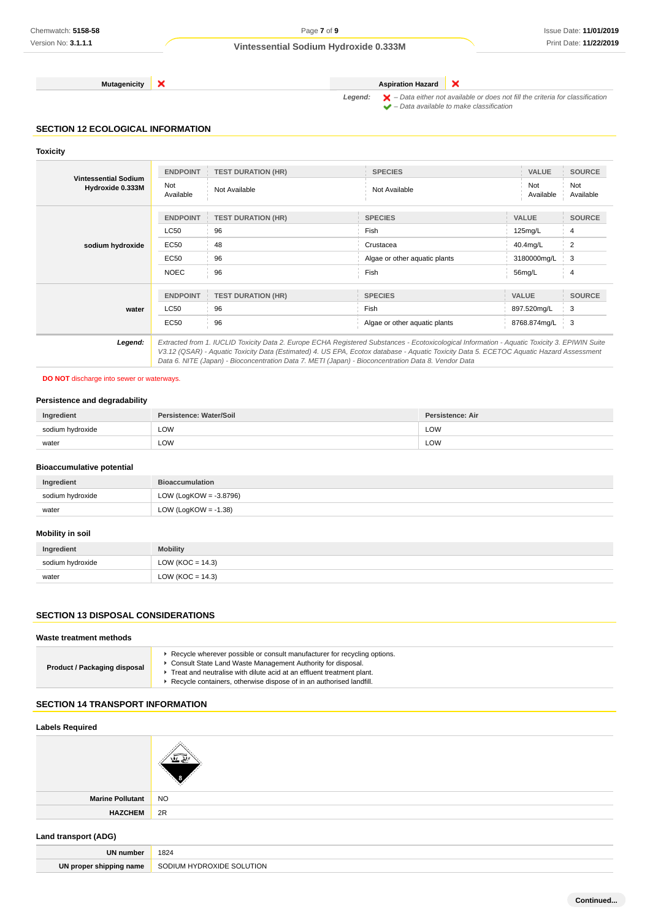| Mutagenicity | ✖ | Aspiration Hazard | ✖ |
|---|---|---|---|

*Legend:* ✖ – Data either not available or does not fill the criteria for classification
✔ – Data available to make classification

## SECTION 12 ECOLOGICAL INFORMATION

### Toxicity

**Vintessential Sodium Hydroxide 0.333M**

| ENDPOINT | TEST DURATION (HR) | SPECIES | VALUE | SOURCE |
|---|---|---|---|---|
| Not Available | Not Available | Not Available | Not Available | Not Available |

**sodium hydroxide**

| ENDPOINT | TEST DURATION (HR) | SPECIES | VALUE | SOURCE |
|---|---|---|---|---|
| LC50 | 96 | Fish | 125mg/L | 4 |
| EC50 | 48 | Crustacea | 40.4mg/L | 2 |
| EC50 | 96 | Algae or other aquatic plants | 3180000mg/L | 3 |
| NOEC | 96 | Fish | 56mg/L | 4 |

**water**

| ENDPOINT | TEST DURATION (HR) | SPECIES | VALUE | SOURCE |
|---|---|---|---|---|
| LC50 | 96 | Fish | 897.520mg/L | 3 |
| EC50 | 96 | Algae or other aquatic plants | 8768.874mg/L | 3 |

***Legend:*** *Extracted from 1. IUCLID Toxicity Data 2. Europe ECHA Registered Substances - Ecotoxicological Information - Aquatic Toxicity 3. EPIWIN Suite V3.12 (QSAR) - Aquatic Toxicity Data (Estimated) 4. US EPA, Ecotox database - Aquatic Toxicity Data 5. ECETOC Aquatic Hazard Assessment Data 6. NITE (Japan) - Bioconcentration Data 7. METI (Japan) - Bioconcentration Data 8. Vendor Data*

**DO NOT** discharge into sewer or waterways.

### Persistence and degradability

| Ingredient | Persistence: Water/Soil | Persistence: Air |
|---|---|---|
| sodium hydroxide | LOW | LOW |
| water | LOW | LOW |

### Bioaccumulative potential

| Ingredient | Bioaccumulation |
|---|---|
| sodium hydroxide | LOW (LogKOW = -3.8796) |
| water | LOW (LogKOW = -1.38) |

### Mobility in soil

| Ingredient | Mobility |
|---|---|
| sodium hydroxide | LOW (KOC = 14.3) |
| water | LOW (KOC = 14.3) |

## SECTION 13 DISPOSAL CONSIDERATIONS

### Waste treatment methods

**Product / Packaging disposal**

- Recycle wherever possible or consult manufacturer for recycling options.
- Consult State Land Waste Management Authority for disposal.
- Treat and neutralise with dilute acid at an effluent treatment plant.
- Recycle containers, otherwise dispose of in an authorised landfill.

## SECTION 14 TRANSPORT INFORMATION

### Labels Required

| | |
|---|---|
| Marine Pollutant | NO |
| HAZCHEM | 2R |

### Land transport (ADG)

| | |
|---|---|
| UN number | 1824 |
| UN proper shipping name | SODIUM HYDROXIDE SOLUTION |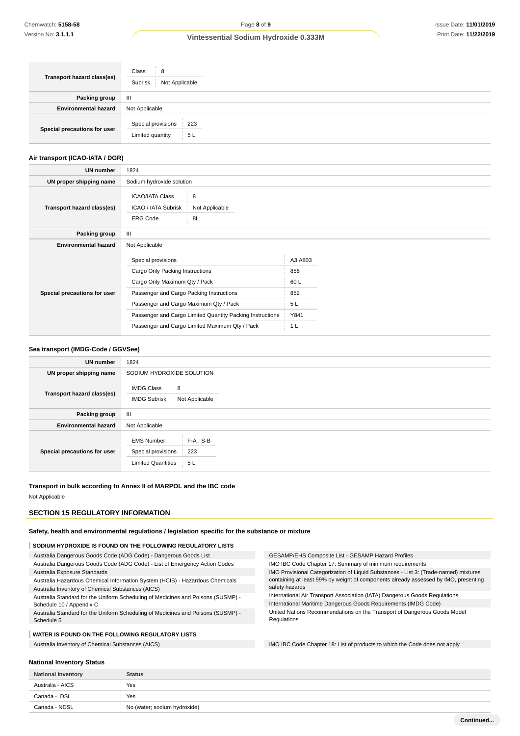| | |
|---|---|
| **Transport hazard class(es)** | Class: 8<br>Subrisk: Not Applicable |
| **Packing group** | III |
| **Environmental hazard** | Not Applicable |
| **Special precautions for user** | Special provisions: 223<br>Limited quantity: 5 L |

### Air transport (ICAO-IATA / DGR)

| | |
|---|---|
| **UN number** | 1824 |
| **UN proper shipping name** | Sodium hydroxide solution |
| **Transport hazard class(es)** | ICAO/IATA Class: 8<br>ICAO / IATA Subrisk: Not Applicable<br>ERG Code: 8L |
| **Packing group** | III |
| **Environmental hazard** | Not Applicable |
| **Special precautions for user** | Special provisions: A3 A803<br>Cargo Only Packing Instructions: 856<br>Cargo Only Maximum Qty / Pack: 60 L<br>Passenger and Cargo Packing Instructions: 852<br>Passenger and Cargo Maximum Qty / Pack: 5 L<br>Passenger and Cargo Limited Quantity Packing Instructions: Y841<br>Passenger and Cargo Limited Maximum Qty / Pack: 1 L |

### Sea transport (IMDG-Code / GGVSee)

| | |
|---|---|
| **UN number** | 1824 |
| **UN proper shipping name** | SODIUM HYDROXIDE SOLUTION |
| **Transport hazard class(es)** | IMDG Class: 8<br>IMDG Subrisk: Not Applicable |
| **Packing group** | III |
| **Environmental hazard** | Not Applicable |
| **Special precautions for user** | EMS Number: F-A , S-B<br>Special provisions: 223<br>Limited Quantities: 5 L |

### Transport in bulk according to Annex II of MARPOL and the IBC code

Not Applicable

## SECTION 15 REGULATORY INFORMATION

### Safety, health and environmental regulations / legislation specific for the substance or mixture

**SODIUM HYDROXIDE IS FOUND ON THE FOLLOWING REGULATORY LISTS**

- Australia Dangerous Goods Code (ADG Code) - Dangerous Goods List
- Australia Dangerous Goods Code (ADG Code) - List of Emergency Action Codes
- Australia Exposure Standards
- Australia Hazardous Chemical Information System (HCIS) - Hazardous Chemicals
- Australia Inventory of Chemical Substances (AICS)
- Australia Standard for the Uniform Scheduling of Medicines and Poisons (SUSMP) - Schedule 10 / Appendix C
- Australia Standard for the Uniform Scheduling of Medicines and Poisons (SUSMP) - Schedule 5
- GESAMP/EHS Composite List - GESAMP Hazard Profiles
- IMO IBC Code Chapter 17: Summary of minimum requirements
- IMO Provisional Categorization of Liquid Substances - List 3: (Trade-named) mixtures containing at least 99% by weight of components already assessed by IMO, presenting safety hazards
- International Air Transport Association (IATA) Dangerous Goods Regulations
- International Maritime Dangerous Goods Requirements (IMDG Code)
- United Nations Recommendations on the Transport of Dangerous Goods Model Regulations

**WATER IS FOUND ON THE FOLLOWING REGULATORY LISTS**

- Australia Inventory of Chemical Substances (AICS)
- IMO IBC Code Chapter 18: List of products to which the Code does not apply

### National Inventory Status

| National Inventory | Status |
|---|---|
| Australia - AICS | Yes |
| Canada - DSL | Yes |
| Canada - NDSL | No (water; sodium hydroxide) |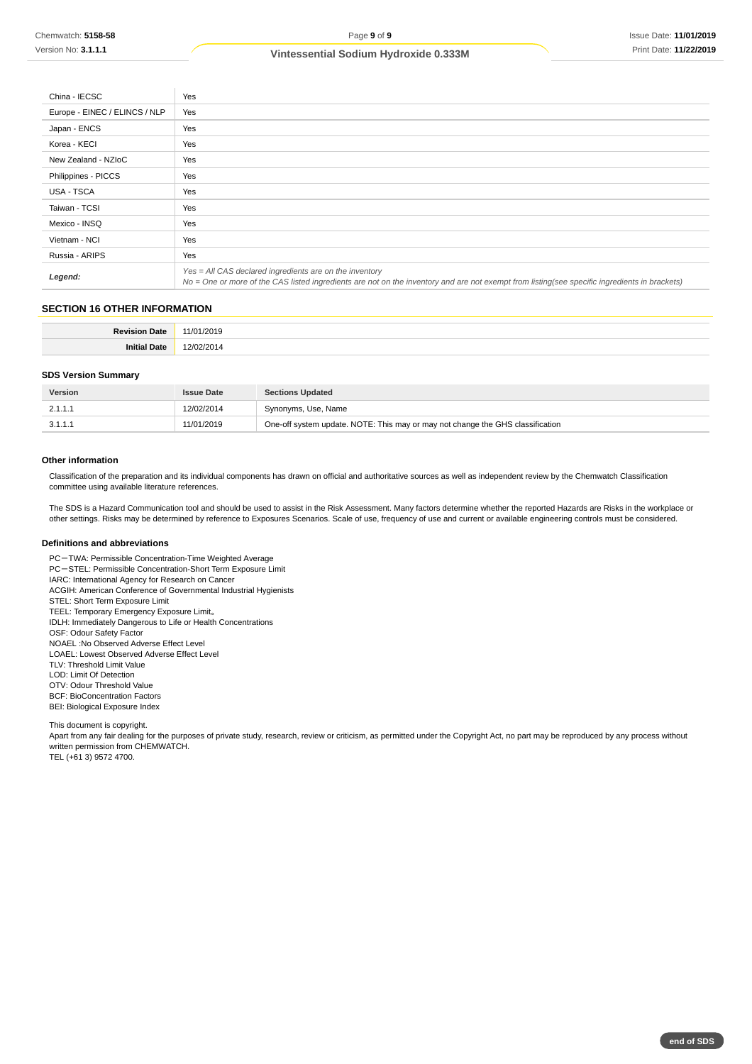| | |
|---|---|
| China - IECSC | Yes |
| Europe - EINEC / ELINCS / NLP | Yes |
| Japan - ENCS | Yes |
| Korea - KECI | Yes |
| New Zealand - NZIoC | Yes |
| Philippines - PICCS | Yes |
| USA - TSCA | Yes |
| Taiwan - TCSI | Yes |
| Mexico - INSQ | Yes |
| Vietnam - NCI | Yes |
| Russia - ARIPS | Yes |
| ***Legend:*** | *Yes = All CAS declared ingredients are on the inventory*<br>*No = One or more of the CAS listed ingredients are not on the inventory and are not exempt from listing(see specific ingredients in brackets)* |

## SECTION 16 OTHER INFORMATION

| | |
|---|---|
| **Revision Date** | 11/01/2019 |
| **Initial Date** | 12/02/2014 |

### SDS Version Summary

| Version | Issue Date | Sections Updated |
|---|---|---|
| 2.1.1.1 | 12/02/2014 | Synonyms, Use, Name |
| 3.1.1.1 | 11/01/2019 | One-off system update. NOTE: This may or may not change the GHS classification |

### Other information

Classification of the preparation and its individual components has drawn on official and authoritative sources as well as independent review by the Chemwatch Classification committee using available literature references.

The SDS is a Hazard Communication tool and should be used to assist in the Risk Assessment. Many factors determine whether the reported Hazards are Risks in the workplace or other settings. Risks may be determined by reference to Exposures Scenarios. Scale of use, frequency of use and current or available engineering controls must be considered.

### Definitions and abbreviations

PC－TWA: Permissible Concentration-Time Weighted Average
PC－STEL: Permissible Concentration-Short Term Exposure Limit
IARC: International Agency for Research on Cancer
ACGIH: American Conference of Governmental Industrial Hygienists
STEL: Short Term Exposure Limit
TEEL: Temporary Emergency Exposure Limit。
IDLH: Immediately Dangerous to Life or Health Concentrations
OSF: Odour Safety Factor
NOAEL :No Observed Adverse Effect Level
LOAEL: Lowest Observed Adverse Effect Level
TLV: Threshold Limit Value
LOD: Limit Of Detection
OTV: Odour Threshold Value
BCF: BioConcentration Factors
BEI: Biological Exposure Index

This document is copyright.
Apart from any fair dealing for the purposes of private study, research, review or criticism, as permitted under the Copyright Act, no part may be reproduced by any process without written permission from CHEMWATCH.
TEL (+61 3) 9572 4700.

**end of SDS**